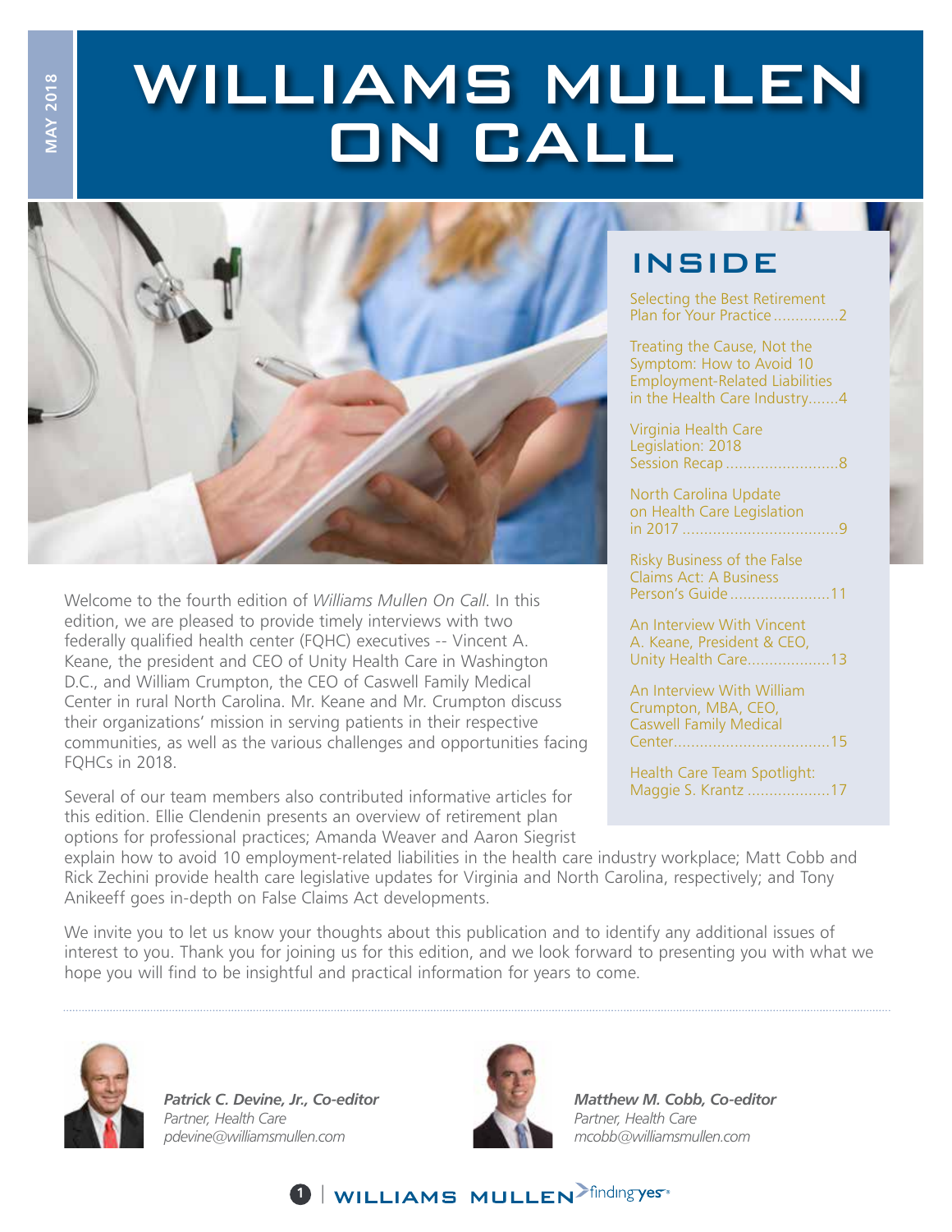MAY 2018

# WILLIAMS MULLEN ON CALL

## INSIDE

Selecting the Best Retirement Plan for Your Practice ...............2

Treating the Cause, Not the Symptom: How to Avoid 10 Employment-Related Liabilities in the Health Care Industry.......4

Virginia Health Care Legislation: 2018 Session Recap ..........................8

North Carolina Update on Health Care Legislation in 2017 ...................................9

Risky Business of the False Claims Act: A Business Person's Guide.......................11

An Interview With Vincent A. Keane, President & CEO, Unity Health Care...................13

An Interview With William Crumpton, MBA, CEO, Caswell Family Medical Center...................................15

Health Care Team Spotlight: Maggie S. Krantz ...................17

Welcome to the fourth edition of *Williams Mullen On Call*. In this edition, we are pleased to provide timely interviews with two federally qualified health center (FQHC) executives -- Vincent A. Keane, the president and CEO of Unity Health Care in Washington D.C., and William Crumpton, the CEO of Caswell Family Medical Center in rural North Carolina. Mr. Keane and Mr. Crumpton discuss their organizations' mission in serving patients in their respective communities, as well as the various challenges and opportunities facing FQHCs in 2018.

Several of our team members also contributed informative articles for this edition. Ellie Clendenin presents an overview of retirement plan options for professional practices; Amanda Weaver and Aaron Siegrist explain how to avoid 10 employment-related liabilities in the health care industry workplace; Matt Cobb and Rick Zechini provide health care legislative updates for Virginia and North Carolina, respectively; and Tony Anikeeff goes in-depth on False Claims Act developments.

We invite you to let us know your thoughts about this publication and to identify any additional issues of interest to you. Thank you for joining us for this edition, and we look forward to presenting you with what we hope you will find to be insightful and practical information for years to come.

***Patrick C. Devine, Jr., Co-editor***
*Partner, Health Care*
*pdevine@williamsmullen.com*

***Matthew M. Cobb, Co-editor***
*Partner, Health Care*
*mcobb@williamsmullen.com*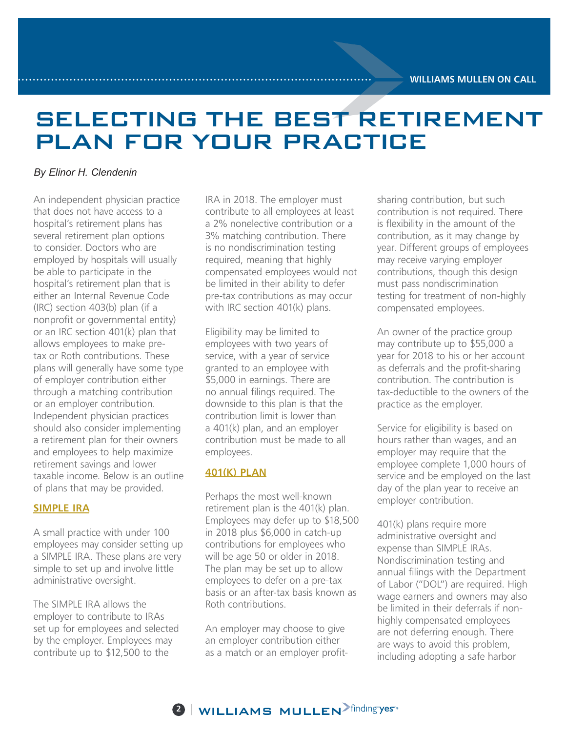# SELECTING THE BEST RETIREMENT PLAN FOR YOUR PRACTICE

*By Elinor H. Clendenin*

An independent physician practice that does not have access to a hospital's retirement plans has several retirement plan options to consider. Doctors who are employed by hospitals will usually be able to participate in the hospital's retirement plan that is either an Internal Revenue Code (IRC) section 403(b) plan (if a nonprofit or governmental entity) or an IRC section 401(k) plan that allows employees to make pre-tax or Roth contributions. These plans will generally have some type of employer contribution either through a matching contribution or an employer contribution. Independent physician practices should also consider implementing a retirement plan for their owners and employees to help maximize retirement savings and lower taxable income. Below is an outline of plans that may be provided.

## SIMPLE IRA

A small practice with under 100 employees may consider setting up a SIMPLE IRA. These plans are very simple to set up and involve little administrative oversight.

The SIMPLE IRA allows the employer to contribute to IRAs set up for employees and selected by the employer. Employees may contribute up to $12,500 to the IRA in 2018. The employer must contribute to all employees at least a 2% nonelective contribution or a 3% matching contribution. There is no nondiscrimination testing required, meaning that highly compensated employees would not be limited in their ability to defer pre-tax contributions as may occur with IRC section 401(k) plans.

Eligibility may be limited to employees with two years of service, with a year of service granted to an employee with $5,000 in earnings. There are no annual filings required. The downside to this plan is that the contribution limit is lower than a 401(k) plan, and an employer contribution must be made to all employees.

## 401(K) PLAN

Perhaps the most well-known retirement plan is the 401(k) plan. Employees may defer up to $18,500 in 2018 plus $6,000 in catch-up contributions for employees who will be age 50 or older in 2018. The plan may be set up to allow employees to defer on a pre-tax basis or an after-tax basis known as Roth contributions.

An employer may choose to give an employer contribution either as a match or an employer profit-sharing contribution, but such contribution is not required. There is flexibility in the amount of the contribution, as it may change by year. Different groups of employees may receive varying employer contributions, though this design must pass nondiscrimination testing for treatment of non-highly compensated employees.

An owner of the practice group may contribute up to $55,000 a year for 2018 to his or her account as deferrals and the profit-sharing contribution. The contribution is tax-deductible to the owners of the practice as the employer.

Service for eligibility is based on hours rather than wages, and an employer may require that the employee complete 1,000 hours of service and be employed on the last day of the plan year to receive an employer contribution.

401(k) plans require more administrative oversight and expense than SIMPLE IRAs. Nondiscrimination testing and annual filings with the Department of Labor ("DOL") are required. High wage earners and owners may also be limited in their deferrals if non-highly compensated employees are not deferring enough. There are ways to avoid this problem, including adopting a safe harbor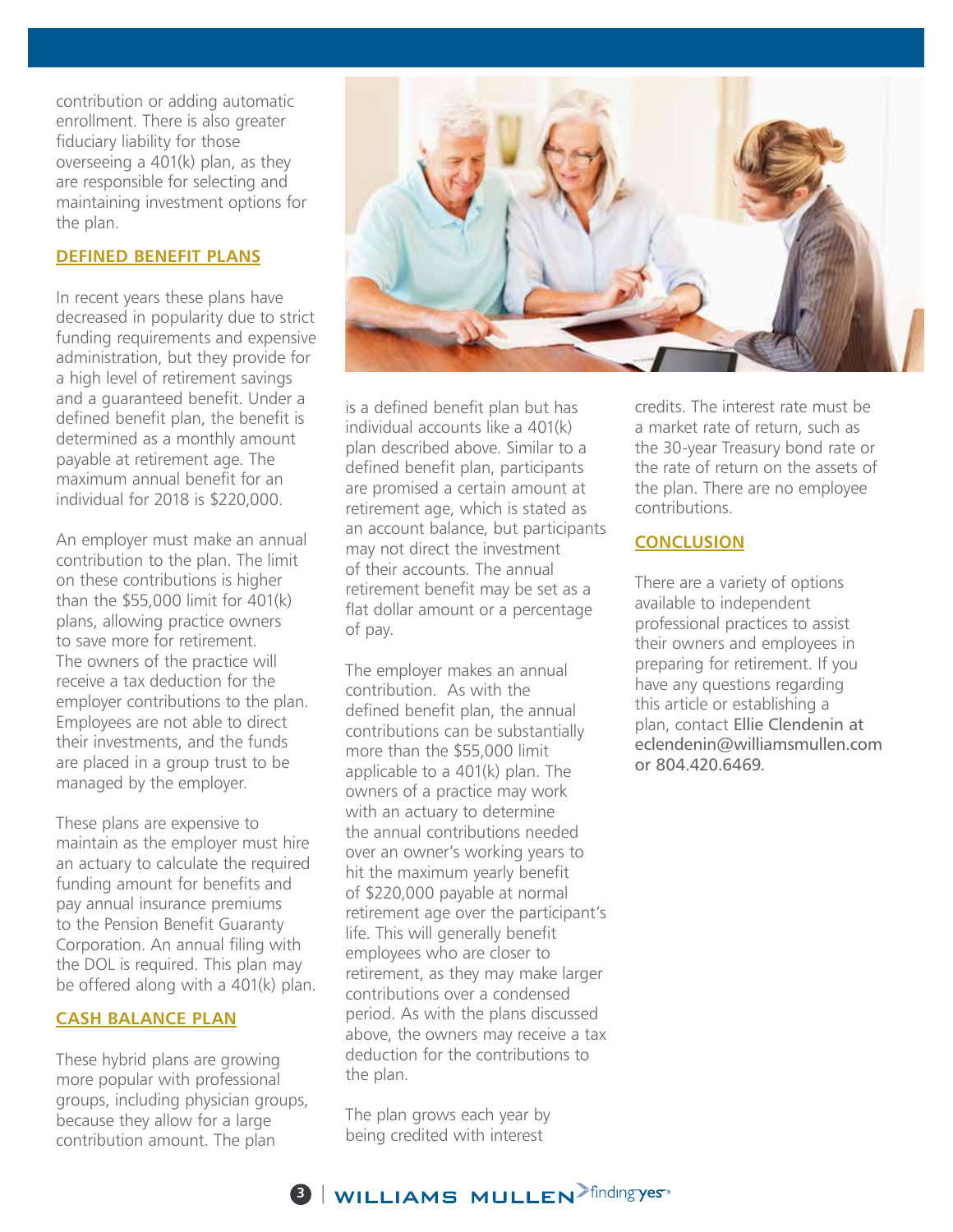contribution or adding automatic enrollment. There is also greater fiduciary liability for those overseeing a 401(k) plan, as they are responsible for selecting and maintaining investment options for the plan.

## DEFINED BENEFIT PLANS

In recent years these plans have decreased in popularity due to strict funding requirements and expensive administration, but they provide for a high level of retirement savings and a guaranteed benefit. Under a defined benefit plan, the benefit is determined as a monthly amount payable at retirement age. The maximum annual benefit for an individual for 2018 is $220,000.

An employer must make an annual contribution to the plan. The limit on these contributions is higher than the $55,000 limit for 401(k) plans, allowing practice owners to save more for retirement. The owners of the practice will receive a tax deduction for the employer contributions to the plan. Employees are not able to direct their investments, and the funds are placed in a group trust to be managed by the employer.

These plans are expensive to maintain as the employer must hire an actuary to calculate the required funding amount for benefits and pay annual insurance premiums to the Pension Benefit Guaranty Corporation. An annual filing with the DOL is required. This plan may be offered along with a 401(k) plan.

## CASH BALANCE PLAN

These hybrid plans are growing more popular with professional groups, including physician groups, because they allow for a large contribution amount. The plan is a defined benefit plan but has individual accounts like a 401(k) plan described above. Similar to a defined benefit plan, participants are promised a certain amount at retirement age, which is stated as an account balance, but participants may not direct the investment of their accounts. The annual retirement benefit may be set as a flat dollar amount or a percentage of pay.

The employer makes an annual contribution. As with the defined benefit plan, the annual contributions can be substantially more than the $55,000 limit applicable to a 401(k) plan. The owners of a practice may work with an actuary to determine the annual contributions needed over an owner's working years to hit the maximum yearly benefit of $220,000 payable at normal retirement age over the participant's life. This will generally benefit employees who are closer to retirement, as they may make larger contributions over a condensed period. As with the plans discussed above, the owners may receive a tax deduction for the contributions to the plan.

The plan grows each year by being credited with interest credits. The interest rate must be a market rate of return, such as the 30-year Treasury bond rate or the rate of return on the assets of the plan. There are no employee contributions.

## CONCLUSION

There are a variety of options available to independent professional practices to assist their owners and employees in preparing for retirement. If you have any questions regarding this article or establishing a plan, contact Ellie Clendenin at eclendenin@williamsmullen.com or 804.420.6469.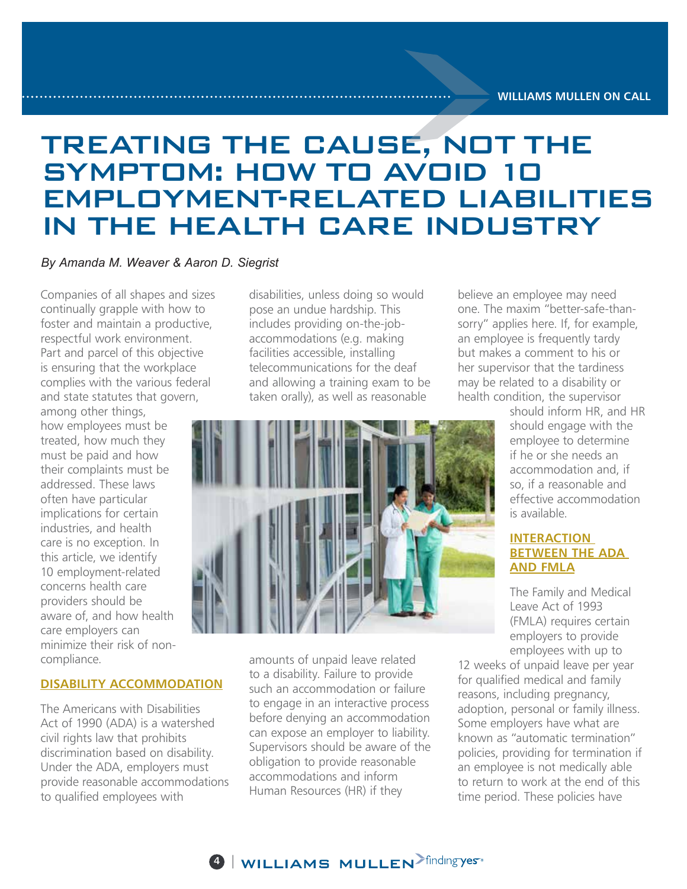# TREATING THE CAUSE, NOT THE SYMPTOM: HOW TO AVOID 10 EMPLOYMENT-RELATED LIABILITIES IN THE HEALTH CARE INDUSTRY

*By Amanda M. Weaver & Aaron D. Siegrist*

Companies of all shapes and sizes continually grapple with how to foster and maintain a productive, respectful work environment. Part and parcel of this objective is ensuring that the workplace complies with the various federal and state statutes that govern, among other things, how employees must be treated, how much they must be paid and how their complaints must be addressed. These laws often have particular implications for certain industries, and health care is no exception. In this article, we identify 10 employment-related concerns health care providers should be aware of, and how health care employers can minimize their risk of non-compliance.

## DISABILITY ACCOMMODATION

The Americans with Disabilities Act of 1990 (ADA) is a watershed civil rights law that prohibits discrimination based on disability. Under the ADA, employers must provide reasonable accommodations to qualified employees with disabilities, unless doing so would pose an undue hardship. This includes providing on-the-job-accommodations (e.g. making facilities accessible, installing telecommunications for the deaf and allowing a training exam to be taken orally), as well as reasonable amounts of unpaid leave related to a disability. Failure to provide such an accommodation or failure to engage in an interactive process before denying an accommodation can expose an employer to liability. Supervisors should be aware of the obligation to provide reasonable accommodations and inform Human Resources (HR) if they believe an employee may need one. The maxim "better-safe-than-sorry" applies here. If, for example, an employee is frequently tardy but makes a comment to his or her supervisor that the tardiness may be related to a disability or health condition, the supervisor should inform HR, and HR should engage with the employee to determine if he or she needs an accommodation and, if so, if a reasonable and effective accommodation is available.

## INTERACTION BETWEEN THE ADA AND FMLA

The Family and Medical Leave Act of 1993 (FMLA) requires certain employers to provide employees with up to 12 weeks of unpaid leave per year for qualified medical and family reasons, including pregnancy, adoption, personal or family illness. Some employers have what are known as "automatic termination" policies, providing for termination if an employee is not medically able to return to work at the end of this time period. These policies have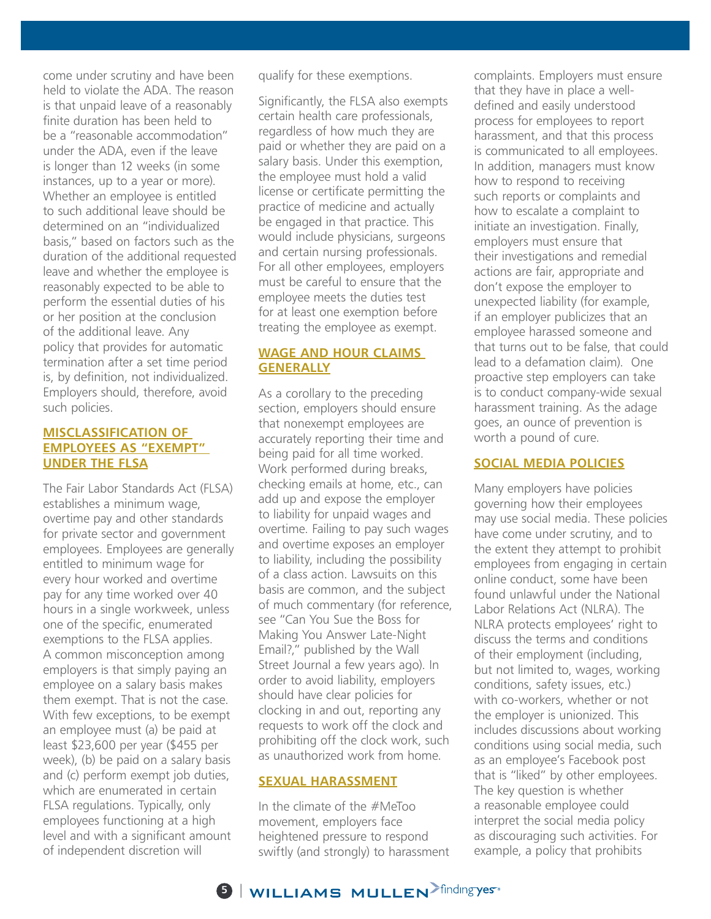come under scrutiny and have been held to violate the ADA. The reason is that unpaid leave of a reasonably finite duration has been held to be a "reasonable accommodation" under the ADA, even if the leave is longer than 12 weeks (in some instances, up to a year or more). Whether an employee is entitled to such additional leave should be determined on an "individualized basis," based on factors such as the duration of the additional requested leave and whether the employee is reasonably expected to be able to perform the essential duties of his or her position at the conclusion of the additional leave. Any policy that provides for automatic termination after a set time period is, by definition, not individualized. Employers should, therefore, avoid such policies.

## MISCLASSIFICATION OF EMPLOYEES AS "EXEMPT" UNDER THE FLSA

The Fair Labor Standards Act (FLSA) establishes a minimum wage, overtime pay and other standards for private sector and government employees. Employees are generally entitled to minimum wage for every hour worked and overtime pay for any time worked over 40 hours in a single workweek, unless one of the specific, enumerated exemptions to the FLSA applies. A common misconception among employers is that simply paying an employee on a salary basis makes them exempt. That is not the case. With few exceptions, to be exempt an employee must (a) be paid at least $23,600 per year ($455 per week), (b) be paid on a salary basis and (c) perform exempt job duties, which are enumerated in certain FLSA regulations. Typically, only employees functioning at a high level and with a significant amount of independent discretion will qualify for these exemptions.

Significantly, the FLSA also exempts certain health care professionals, regardless of how much they are paid or whether they are paid on a salary basis. Under this exemption, the employee must hold a valid license or certificate permitting the practice of medicine and actually be engaged in that practice. This would include physicians, surgeons and certain nursing professionals. For all other employees, employers must be careful to ensure that the employee meets the duties test for at least one exemption before treating the employee as exempt.

## WAGE AND HOUR CLAIMS GENERALLY

As a corollary to the preceding section, employers should ensure that nonexempt employees are accurately reporting their time and being paid for all time worked. Work performed during breaks, checking emails at home, etc., can add up and expose the employer to liability for unpaid wages and overtime. Failing to pay such wages and overtime exposes an employer to liability, including the possibility of a class action. Lawsuits on this basis are common, and the subject of much commentary (for reference, see "Can You Sue the Boss for Making You Answer Late-Night Email?," published by the Wall Street Journal a few years ago). In order to avoid liability, employers should have clear policies for clocking in and out, reporting any requests to work off the clock and prohibiting off the clock work, such as unauthorized work from home.

## SEXUAL HARASSMENT

In the climate of the #MeToo movement, employers face heightened pressure to respond swiftly (and strongly) to harassment complaints. Employers must ensure that they have in place a well-defined and easily understood process for employees to report harassment, and that this process is communicated to all employees. In addition, managers must know how to respond to receiving such reports or complaints and how to escalate a complaint to initiate an investigation. Finally, employers must ensure that their investigations and remedial actions are fair, appropriate and don't expose the employer to unexpected liability (for example, if an employer publicizes that an employee harassed someone and that turns out to be false, that could lead to a defamation claim). One proactive step employers can take is to conduct company-wide sexual harassment training. As the adage goes, an ounce of prevention is worth a pound of cure.

## SOCIAL MEDIA POLICIES

Many employers have policies governing how their employees may use social media. These policies have come under scrutiny, and to the extent they attempt to prohibit employees from engaging in certain online conduct, some have been found unlawful under the National Labor Relations Act (NLRA). The NLRA protects employees' right to discuss the terms and conditions of their employment (including, but not limited to, wages, working conditions, safety issues, etc.) with co-workers, whether or not the employer is unionized. This includes discussions about working conditions using social media, such as an employee's Facebook post that is "liked" by other employees. The key question is whether a reasonable employee could interpret the social media policy as discouraging such activities. For example, a policy that prohibits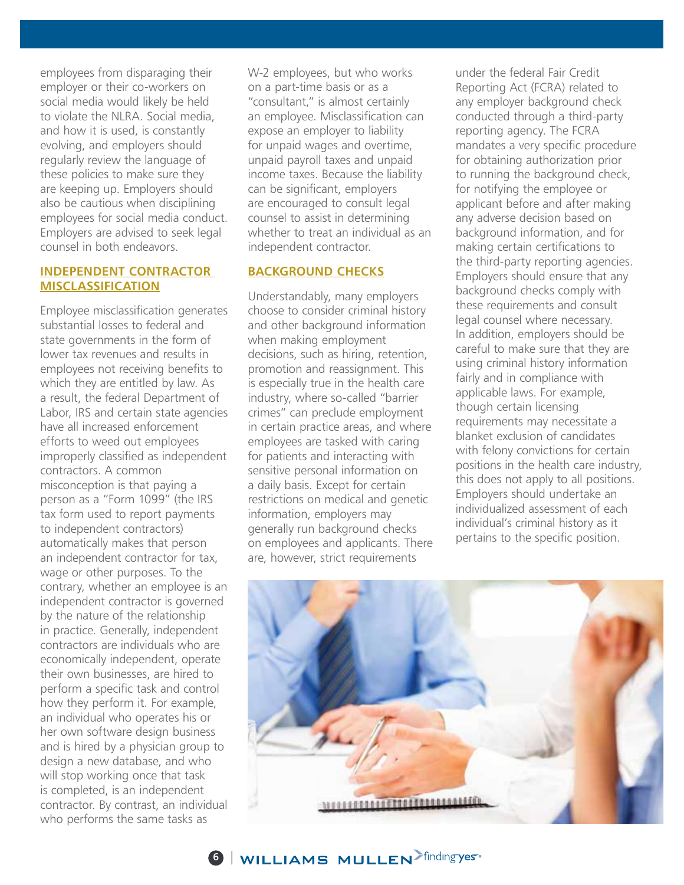employees from disparaging their employer or their co-workers on social media would likely be held to violate the NLRA. Social media, and how it is used, is constantly evolving, and employers should regularly review the language of these policies to make sure they are keeping up. Employers should also be cautious when disciplining employees for social media conduct. Employers are advised to seek legal counsel in both endeavors.

## INDEPENDENT CONTRACTOR MISCLASSIFICATION

Employee misclassification generates substantial losses to federal and state governments in the form of lower tax revenues and results in employees not receiving benefits to which they are entitled by law. As a result, the federal Department of Labor, IRS and certain state agencies have all increased enforcement efforts to weed out employees improperly classified as independent contractors. A common misconception is that paying a person as a "Form 1099" (the IRS tax form used to report payments to independent contractors) automatically makes that person an independent contractor for tax, wage or other purposes. To the contrary, whether an employee is an independent contractor is governed by the nature of the relationship in practice. Generally, independent contractors are individuals who are economically independent, operate their own businesses, are hired to perform a specific task and control how they perform it. For example, an individual who operates his or her own software design business and is hired by a physician group to design a new database, and who will stop working once that task is completed, is an independent contractor. By contrast, an individual who performs the same tasks as W-2 employees, but who works on a part-time basis or as a "consultant," is almost certainly an employee. Misclassification can expose an employer to liability for unpaid wages and overtime, unpaid payroll taxes and unpaid income taxes. Because the liability can be significant, employers are encouraged to consult legal counsel to assist in determining whether to treat an individual as an independent contractor.

## BACKGROUND CHECKS

Understandably, many employers choose to consider criminal history and other background information when making employment decisions, such as hiring, retention, promotion and reassignment. This is especially true in the health care industry, where so-called "barrier crimes" can preclude employment in certain practice areas, and where employees are tasked with caring for patients and interacting with sensitive personal information on a daily basis. Except for certain restrictions on medical and genetic information, employers may generally run background checks on employees and applicants. There are, however, strict requirements under the federal Fair Credit Reporting Act (FCRA) related to any employer background check conducted through a third-party reporting agency. The FCRA mandates a very specific procedure for obtaining authorization prior to running the background check, for notifying the employee or applicant before and after making any adverse decision based on background information, and for making certain certifications to the third-party reporting agencies. Employers should ensure that any background checks comply with these requirements and consult legal counsel where necessary. In addition, employers should be careful to make sure that they are using criminal history information fairly and in compliance with applicable laws. For example, though certain licensing requirements may necessitate a blanket exclusion of candidates with felony convictions for certain positions in the health care industry, this does not apply to all positions. Employers should undertake an individualized assessment of each individual's criminal history as it pertains to the specific position.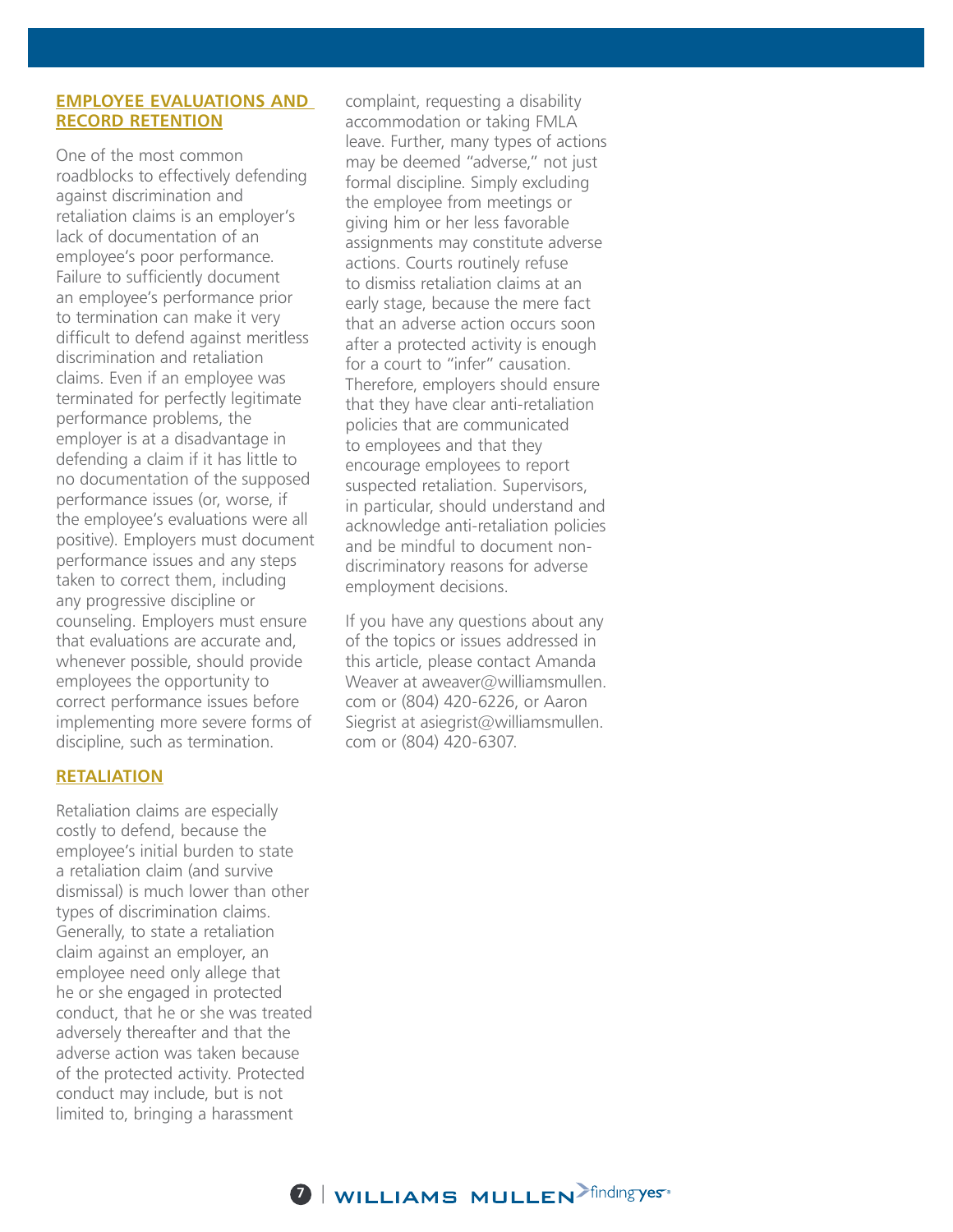## EMPLOYEE EVALUATIONS AND RECORD RETENTION

One of the most common roadblocks to effectively defending against discrimination and retaliation claims is an employer's lack of documentation of an employee's poor performance. Failure to sufficiently document an employee's performance prior to termination can make it very difficult to defend against meritless discrimination and retaliation claims. Even if an employee was terminated for perfectly legitimate performance problems, the employer is at a disadvantage in defending a claim if it has little to no documentation of the supposed performance issues (or, worse, if the employee's evaluations were all positive). Employers must document performance issues and any steps taken to correct them, including any progressive discipline or counseling. Employers must ensure that evaluations are accurate and, whenever possible, should provide employees the opportunity to correct performance issues before implementing more severe forms of discipline, such as termination.

## RETALIATION

Retaliation claims are especially costly to defend, because the employee's initial burden to state a retaliation claim (and survive dismissal) is much lower than other types of discrimination claims. Generally, to state a retaliation claim against an employer, an employee need only allege that he or she engaged in protected conduct, that he or she was treated adversely thereafter and that the adverse action was taken because of the protected activity. Protected conduct may include, but is not limited to, bringing a harassment complaint, requesting a disability accommodation or taking FMLA leave. Further, many types of actions may be deemed "adverse," not just formal discipline. Simply excluding the employee from meetings or giving him or her less favorable assignments may constitute adverse actions. Courts routinely refuse to dismiss retaliation claims at an early stage, because the mere fact that an adverse action occurs soon after a protected activity is enough for a court to "infer" causation. Therefore, employers should ensure that they have clear anti-retaliation policies that are communicated to employees and that they encourage employees to report suspected retaliation. Supervisors, in particular, should understand and acknowledge anti-retaliation policies and be mindful to document non-discriminatory reasons for adverse employment decisions.

If you have any questions about any of the topics or issues addressed in this article, please contact Amanda Weaver at aweaver@williamsmullen.com or (804) 420-6226, or Aaron Siegrist at asiegrist@williamsmullen.com or (804) 420-6307.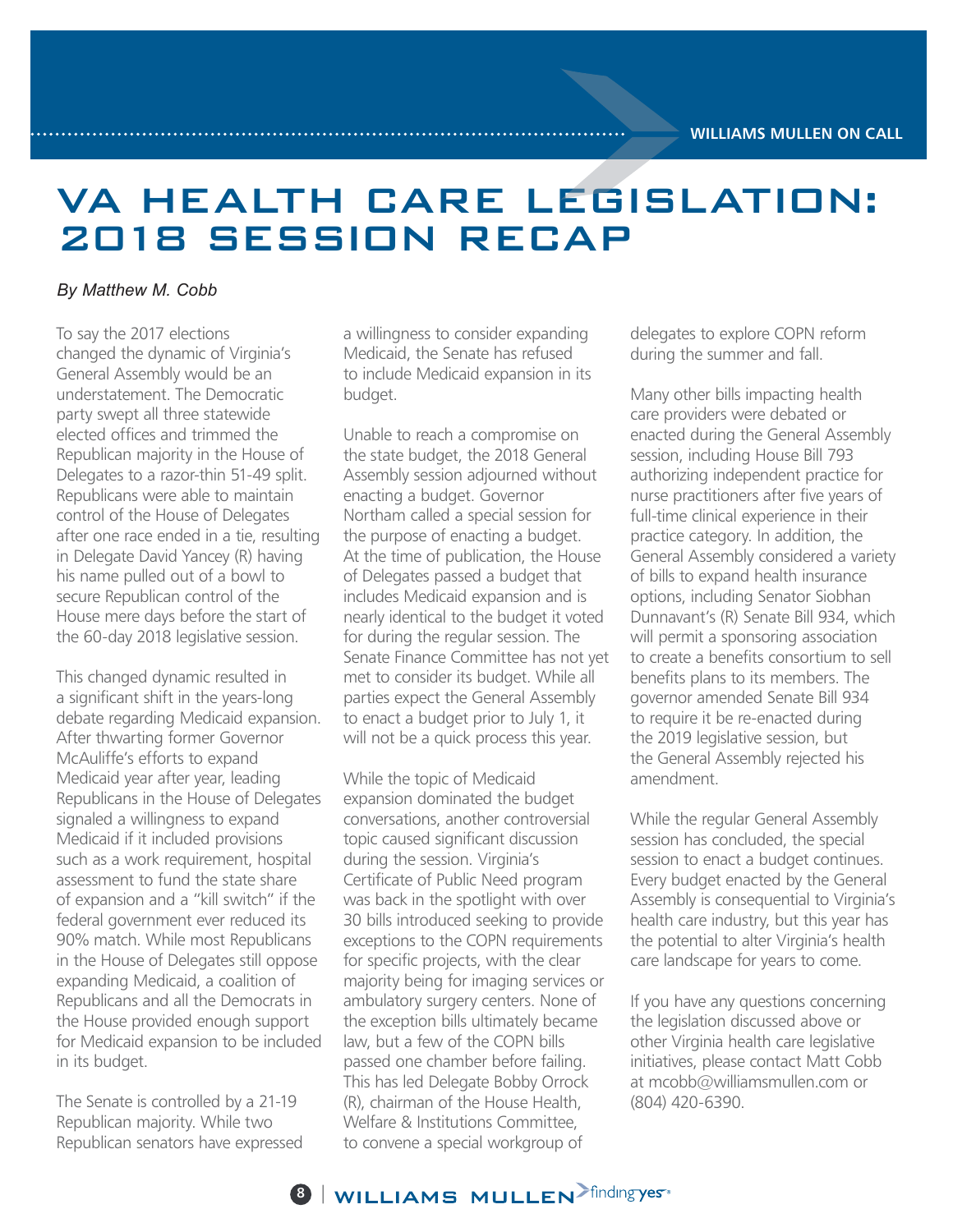# VA HEALTH CARE LEGISLATION: 2018 SESSION RECAP

*By Matthew M. Cobb*

To say the 2017 elections changed the dynamic of Virginia's General Assembly would be an understatement. The Democratic party swept all three statewide elected offices and trimmed the Republican majority in the House of Delegates to a razor-thin 51-49 split. Republicans were able to maintain control of the House of Delegates after one race ended in a tie, resulting in Delegate David Yancey (R) having his name pulled out of a bowl to secure Republican control of the House mere days before the start of the 60-day 2018 legislative session.

This changed dynamic resulted in a significant shift in the years-long debate regarding Medicaid expansion. After thwarting former Governor McAuliffe's efforts to expand Medicaid year after year, leading Republicans in the House of Delegates signaled a willingness to expand Medicaid if it included provisions such as a work requirement, hospital assessment to fund the state share of expansion and a "kill switch" if the federal government ever reduced its 90% match. While most Republicans in the House of Delegates still oppose expanding Medicaid, a coalition of Republicans and all the Democrats in the House provided enough support for Medicaid expansion to be included in its budget.

The Senate is controlled by a 21-19 Republican majority. While two Republican senators have expressed a willingness to consider expanding Medicaid, the Senate has refused to include Medicaid expansion in its budget.

Unable to reach a compromise on the state budget, the 2018 General Assembly session adjourned without enacting a budget. Governor Northam called a special session for the purpose of enacting a budget. At the time of publication, the House of Delegates passed a budget that includes Medicaid expansion and is nearly identical to the budget it voted for during the regular session. The Senate Finance Committee has not yet met to consider its budget. While all parties expect the General Assembly to enact a budget prior to July 1, it will not be a quick process this year.

While the topic of Medicaid expansion dominated the budget conversations, another controversial topic caused significant discussion during the session. Virginia's Certificate of Public Need program was back in the spotlight with over 30 bills introduced seeking to provide exceptions to the COPN requirements for specific projects, with the clear majority being for imaging services or ambulatory surgery centers. None of the exception bills ultimately became law, but a few of the COPN bills passed one chamber before failing. This has led Delegate Bobby Orrock (R), chairman of the House Health, Welfare & Institutions Committee, to convene a special workgroup of delegates to explore COPN reform during the summer and fall.

Many other bills impacting health care providers were debated or enacted during the General Assembly session, including House Bill 793 authorizing independent practice for nurse practitioners after five years of full-time clinical experience in their practice category. In addition, the General Assembly considered a variety of bills to expand health insurance options, including Senator Siobhan Dunnavant's (R) Senate Bill 934, which will permit a sponsoring association to create a benefits consortium to sell benefits plans to its members. The governor amended Senate Bill 934 to require it be re-enacted during the 2019 legislative session, but the General Assembly rejected his amendment.

While the regular General Assembly session has concluded, the special session to enact a budget continues. Every budget enacted by the General Assembly is consequential to Virginia's health care industry, but this year has the potential to alter Virginia's health care landscape for years to come.

If you have any questions concerning the legislation discussed above or other Virginia health care legislative initiatives, please contact Matt Cobb at mcobb@williamsmullen.com or (804) 420-6390.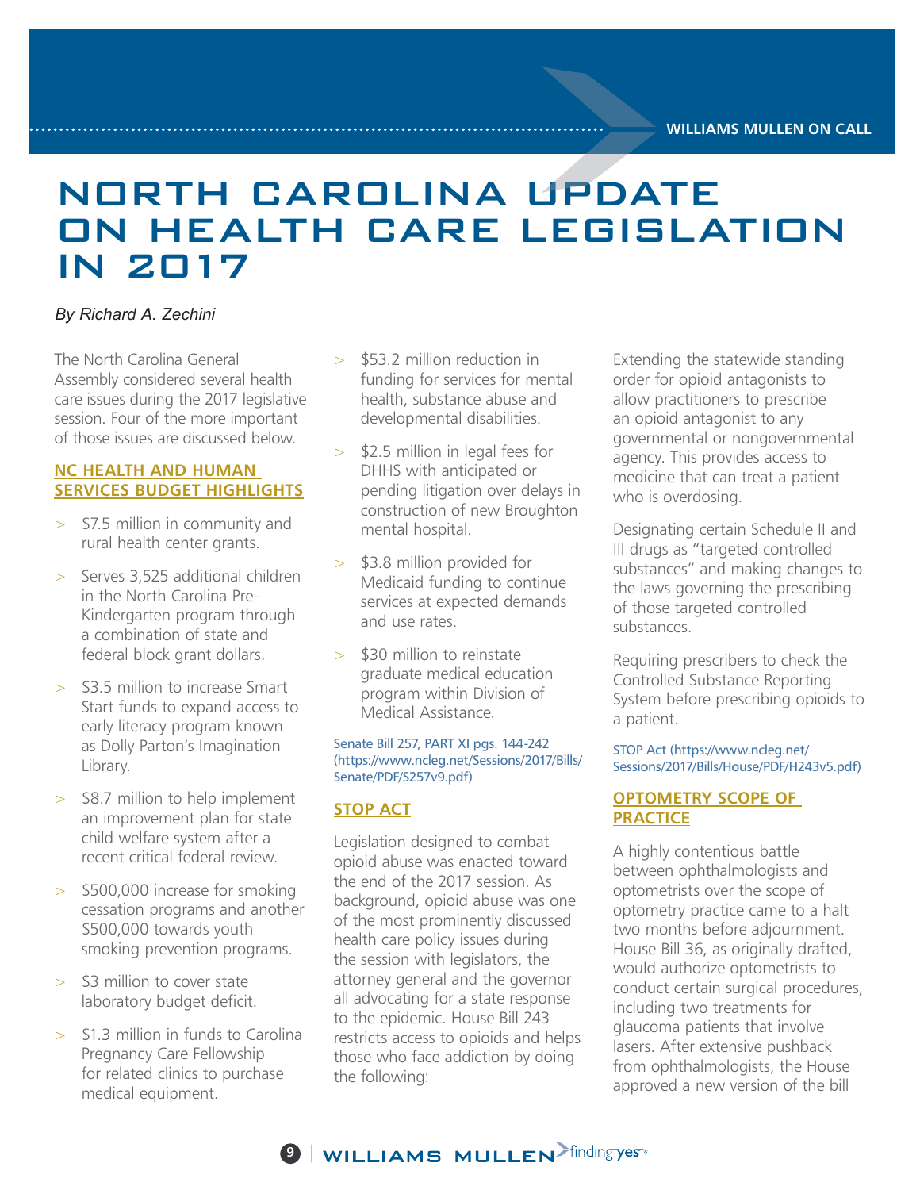# NORTH CAROLINA UPDATE ON HEALTH CARE LEGISLATION IN 2017

*By Richard A. Zechini*

The North Carolina General Assembly considered several health care issues during the 2017 legislative session. Four of the more important of those issues are discussed below.

## NC HEALTH AND HUMAN SERVICES BUDGET HIGHLIGHTS

- $7.5 million in community and rural health center grants.
- Serves 3,525 additional children in the North Carolina Pre-Kindergarten program through a combination of state and federal block grant dollars.
- $3.5 million to increase Smart Start funds to expand access to early literacy program known as Dolly Parton's Imagination Library.
- $8.7 million to help implement an improvement plan for state child welfare system after a recent critical federal review.
- $500,000 increase for smoking cessation programs and another $500,000 towards youth smoking prevention programs.
- $3 million to cover state laboratory budget deficit.
- $1.3 million in funds to Carolina Pregnancy Care Fellowship for related clinics to purchase medical equipment.
- $53.2 million reduction in funding for services for mental health, substance abuse and developmental disabilities.
- $2.5 million in legal fees for DHHS with anticipated or pending litigation over delays in construction of new Broughton mental hospital.
- $3.8 million provided for Medicaid funding to continue services at expected demands and use rates.
- $30 million to reinstate graduate medical education program within Division of Medical Assistance.

Senate Bill 257, PART XI pgs. 144-242 (https://www.ncleg.net/Sessions/2017/Bills/Senate/PDF/S257v9.pdf)

## STOP ACT

Legislation designed to combat opioid abuse was enacted toward the end of the 2017 session. As background, opioid abuse was one of the most prominently discussed health care policy issues during the session with legislators, the attorney general and the governor all advocating for a state response to the epidemic. House Bill 243 restricts access to opioids and helps those who face addiction by doing the following:

Extending the statewide standing order for opioid antagonists to allow practitioners to prescribe an opioid antagonist to any governmental or nongovernmental agency. This provides access to medicine that can treat a patient who is overdosing.

Designating certain Schedule II and III drugs as "targeted controlled substances" and making changes to the laws governing the prescribing of those targeted controlled substances.

Requiring prescribers to check the Controlled Substance Reporting System before prescribing opioids to a patient.

STOP Act (https://www.ncleg.net/Sessions/2017/Bills/House/PDF/H243v5.pdf)

## OPTOMETRY SCOPE OF PRACTICE

A highly contentious battle between ophthalmologists and optometrists over the scope of optometry practice came to a halt two months before adjournment. House Bill 36, as originally drafted, would authorize optometrists to conduct certain surgical procedures, including two treatments for glaucoma patients that involve lasers. After extensive pushback from ophthalmologists, the House approved a new version of the bill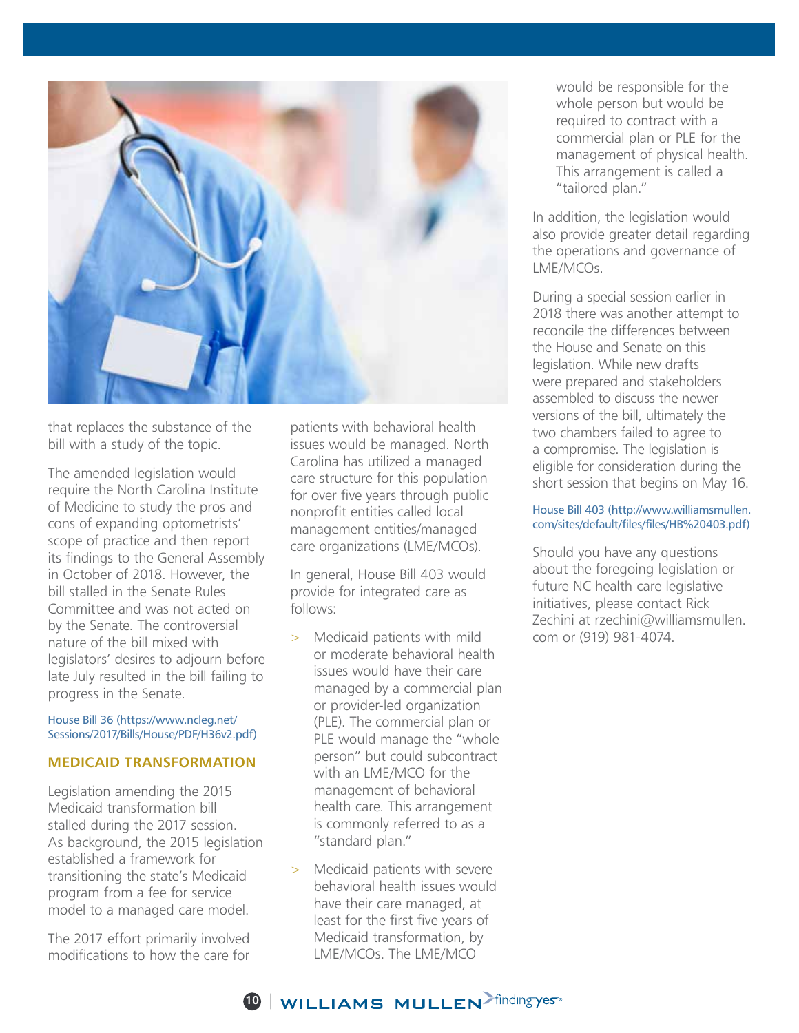that replaces the substance of the bill with a study of the topic.

The amended legislation would require the North Carolina Institute of Medicine to study the pros and cons of expanding optometrists' scope of practice and then report its findings to the General Assembly in October of 2018. However, the bill stalled in the Senate Rules Committee and was not acted on by the Senate. The controversial nature of the bill mixed with legislators' desires to adjourn before late July resulted in the bill failing to progress in the Senate.

House Bill 36 (https://www.ncleg.net/Sessions/2017/Bills/House/PDF/H36v2.pdf)

## MEDICAID TRANSFORMATION

Legislation amending the 2015 Medicaid transformation bill stalled during the 2017 session. As background, the 2015 legislation established a framework for transitioning the state's Medicaid program from a fee for service model to a managed care model.

The 2017 effort primarily involved modifications to how the care for patients with behavioral health issues would be managed. North Carolina has utilized a managed care structure for this population for over five years through public nonprofit entities called local management entities/managed care organizations (LME/MCOs).

In general, House Bill 403 would provide for integrated care as follows:

- Medicaid patients with mild or moderate behavioral health issues would have their care managed by a commercial plan or provider-led organization (PLE). The commercial plan or PLE would manage the "whole person" but could subcontract with an LME/MCO for the management of behavioral health care. This arrangement is commonly referred to as a "standard plan."
- Medicaid patients with severe behavioral health issues would have their care managed, at least for the first five years of Medicaid transformation, by LME/MCOs. The LME/MCO would be responsible for the whole person but would be required to contract with a commercial plan or PLE for the management of physical health. This arrangement is called a "tailored plan."

In addition, the legislation would also provide greater detail regarding the operations and governance of LME/MCOs.

During a special session earlier in 2018 there was another attempt to reconcile the differences between the House and Senate on this legislation. While new drafts were prepared and stakeholders assembled to discuss the newer versions of the bill, ultimately the two chambers failed to agree to a compromise. The legislation is eligible for consideration during the short session that begins on May 16.

House Bill 403 (http://www.williamsmullen.com/sites/default/files/files/HB%20403.pdf)

Should you have any questions about the foregoing legislation or future NC health care legislative initiatives, please contact Rick Zechini at rzechini@williamsmullen.com or (919) 981-4074.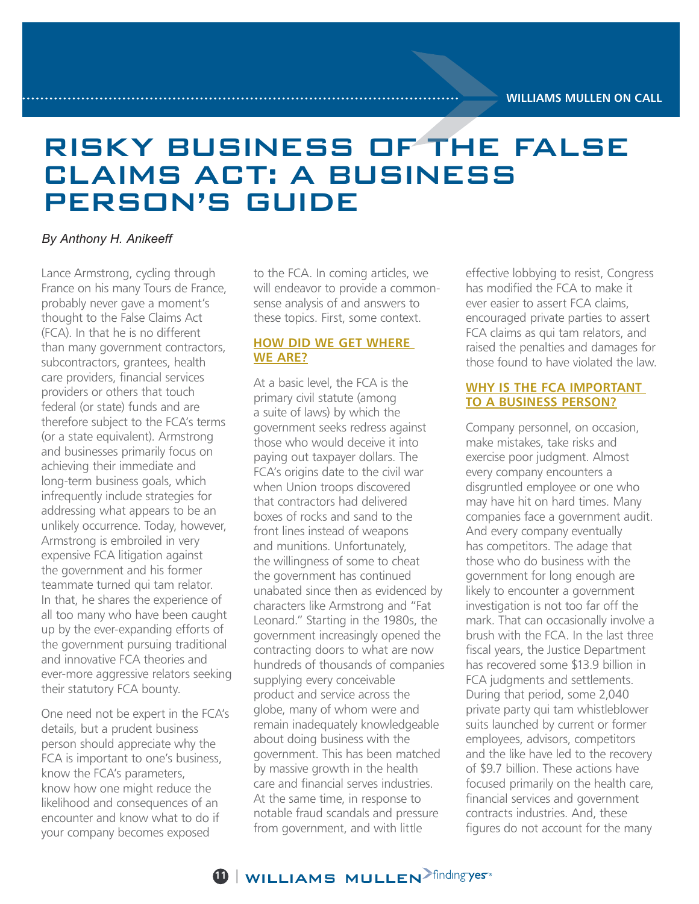# RISKY BUSINESS OF THE FALSE CLAIMS ACT: A BUSINESS PERSON'S GUIDE

*By Anthony H. Anikeeff*

Lance Armstrong, cycling through France on his many Tours de France, probably never gave a moment's thought to the False Claims Act (FCA). In that he is no different than many government contractors, subcontractors, grantees, health care providers, financial services providers or others that touch federal (or state) funds and are therefore subject to the FCA's terms (or a state equivalent). Armstrong and businesses primarily focus on achieving their immediate and long-term business goals, which infrequently include strategies for addressing what appears to be an unlikely occurrence. Today, however, Armstrong is embroiled in very expensive FCA litigation against the government and his former teammate turned qui tam relator. In that, he shares the experience of all too many who have been caught up by the ever-expanding efforts of the government pursuing traditional and innovative FCA theories and ever-more aggressive relators seeking their statutory FCA bounty.

One need not be expert in the FCA's details, but a prudent business person should appreciate why the FCA is important to one's business, know the FCA's parameters, know how one might reduce the likelihood and consequences of an encounter and know what to do if your company becomes exposed to the FCA. In coming articles, we will endeavor to provide a common-sense analysis of and answers to these topics. First, some context.

## HOW DID WE GET WHERE WE ARE?

At a basic level, the FCA is the primary civil statute (among a suite of laws) by which the government seeks redress against those who would deceive it into paying out taxpayer dollars. The FCA's origins date to the civil war when Union troops discovered that contractors had delivered boxes of rocks and sand to the front lines instead of weapons and munitions. Unfortunately, the willingness of some to cheat the government has continued unabated since then as evidenced by characters like Armstrong and "Fat Leonard." Starting in the 1980s, the government increasingly opened the contracting doors to what are now hundreds of thousands of companies supplying every conceivable product and service across the globe, many of whom were and remain inadequately knowledgeable about doing business with the government. This has been matched by massive growth in the health care and financial serves industries. At the same time, in response to notable fraud scandals and pressure from government, and with little effective lobbying to resist, Congress has modified the FCA to make it ever easier to assert FCA claims, encouraged private parties to assert FCA claims as qui tam relators, and raised the penalties and damages for those found to have violated the law.

## WHY IS THE FCA IMPORTANT TO A BUSINESS PERSON?

Company personnel, on occasion, make mistakes, take risks and exercise poor judgment. Almost every company encounters a disgruntled employee or one who may have hit on hard times. Many companies face a government audit. And every company eventually has competitors. The adage that those who do business with the government for long enough are likely to encounter a government investigation is not too far off the mark. That can occasionally involve a brush with the FCA. In the last three fiscal years, the Justice Department has recovered some $13.9 billion in FCA judgments and settlements. During that period, some 2,040 private party qui tam whistleblower suits launched by current or former employees, advisors, competitors and the like have led to the recovery of $9.7 billion. These actions have focused primarily on the health care, financial services and government contracts industries. And, these figures do not account for the many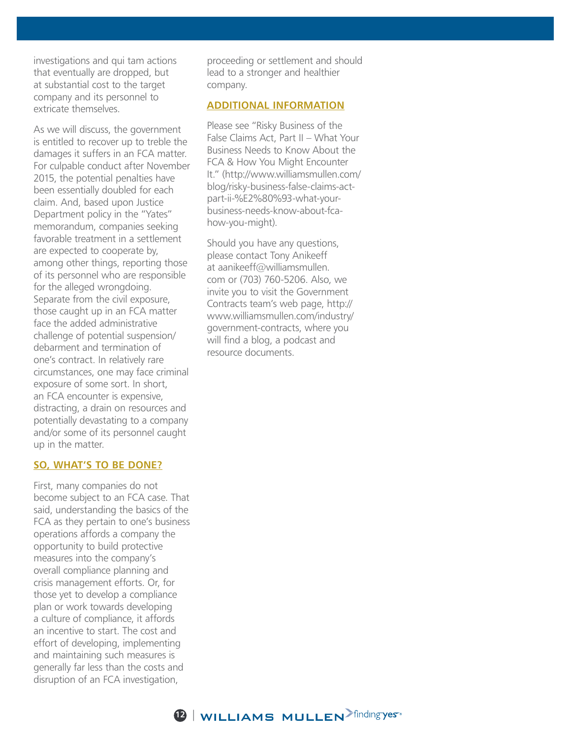investigations and qui tam actions that eventually are dropped, but at substantial cost to the target company and its personnel to extricate themselves.

As we will discuss, the government is entitled to recover up to treble the damages it suffers in an FCA matter. For culpable conduct after November 2015, the potential penalties have been essentially doubled for each claim. And, based upon Justice Department policy in the "Yates" memorandum, companies seeking favorable treatment in a settlement are expected to cooperate by, among other things, reporting those of its personnel who are responsible for the alleged wrongdoing. Separate from the civil exposure, those caught up in an FCA matter face the added administrative challenge of potential suspension/debarment and termination of one's contract. In relatively rare circumstances, one may face criminal exposure of some sort. In short, an FCA encounter is expensive, distracting, a drain on resources and potentially devastating to a company and/or some of its personnel caught up in the matter.

## SO, WHAT'S TO BE DONE?

First, many companies do not become subject to an FCA case. That said, understanding the basics of the FCA as they pertain to one's business operations affords a company the opportunity to build protective measures into the company's overall compliance planning and crisis management efforts. Or, for those yet to develop a compliance plan or work towards developing a culture of compliance, it affords an incentive to start. The cost and effort of developing, implementing and maintaining such measures is generally far less than the costs and disruption of an FCA investigation, proceeding or settlement and should lead to a stronger and healthier company.

## ADDITIONAL INFORMATION

Please see "Risky Business of the False Claims Act, Part II – What Your Business Needs to Know About the FCA & How You Might Encounter It." (http://www.williamsmullen.com/blog/risky-business-false-claims-act-part-ii-%E2%80%93-what-your-business-needs-know-about-fca-how-you-might).

Should you have any questions, please contact Tony Anikeeff at aanikeeff@williamsmullen.com or (703) 760-5206. Also, we invite you to visit the Government Contracts team's web page, http://www.williamsmullen.com/industry/government-contracts, where you will find a blog, a podcast and resource documents.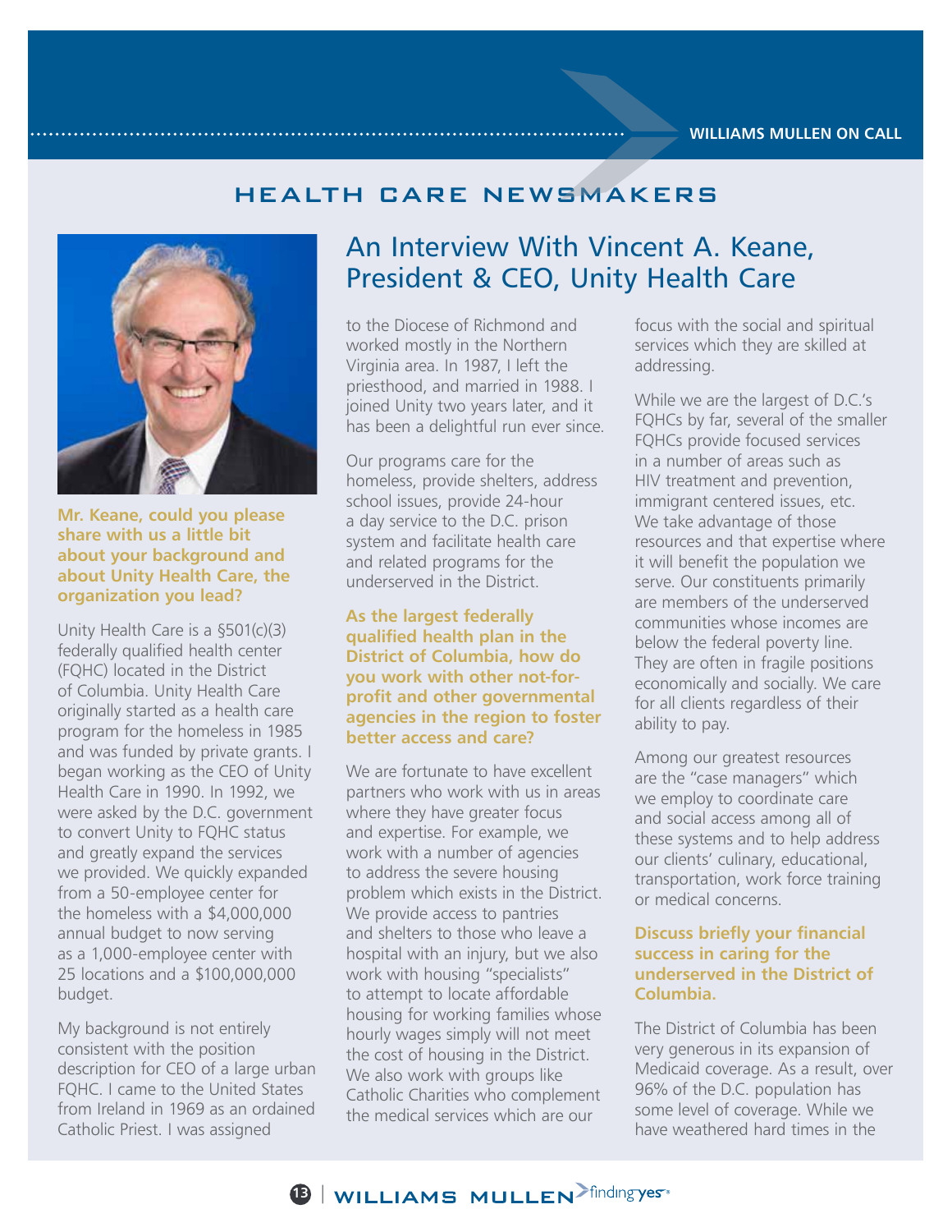## HEALTH CARE NEWSMAKERS

# An Interview With Vincent A. Keane, President & CEO, Unity Health Care

**Mr. Keane, could you please share with us a little bit about your background and about Unity Health Care, the organization you lead?**

Unity Health Care is a §501(c)(3) federally qualified health center (FQHC) located in the District of Columbia. Unity Health Care originally started as a health care program for the homeless in 1985 and was funded by private grants. I began working as the CEO of Unity Health Care in 1990. In 1992, we were asked by the D.C. government to convert Unity to FQHC status and greatly expand the services we provided. We quickly expanded from a 50-employee center for the homeless with a $4,000,000 annual budget to now serving as a 1,000-employee center with 25 locations and a $100,000,000 budget.

My background is not entirely consistent with the position description for CEO of a large urban FQHC. I came to the United States from Ireland in 1969 as an ordained Catholic Priest. I was assigned to the Diocese of Richmond and worked mostly in the Northern Virginia area. In 1987, I left the priesthood, and married in 1988. I joined Unity two years later, and it has been a delightful run ever since.

Our programs care for the homeless, provide shelters, address school issues, provide 24-hour a day service to the D.C. prison system and facilitate health care and related programs for the underserved in the District.

**As the largest federally qualified health plan in the District of Columbia, how do you work with other not-for-profit and other governmental agencies in the region to foster better access and care?**

We are fortunate to have excellent partners who work with us in areas where they have greater focus and expertise. For example, we work with a number of agencies to address the severe housing problem which exists in the District. We provide access to pantries and shelters to those who leave a hospital with an injury, but we also work with housing "specialists" to attempt to locate affordable housing for working families whose hourly wages simply will not meet the cost of housing in the District. We also work with groups like Catholic Charities who complement the medical services which are our focus with the social and spiritual services which they are skilled at addressing.

While we are the largest of D.C.'s FQHCs by far, several of the smaller FQHCs provide focused services in a number of areas such as HIV treatment and prevention, immigrant centered issues, etc. We take advantage of those resources and that expertise where it will benefit the population we serve. Our constituents primarily are members of the underserved communities whose incomes are below the federal poverty line. They are often in fragile positions economically and socially. We care for all clients regardless of their ability to pay.

Among our greatest resources are the "case managers" which we employ to coordinate care and social access among all of these systems and to help address our clients' culinary, educational, transportation, work force training or medical concerns.

**Discuss briefly your financial success in caring for the underserved in the District of Columbia.**

The District of Columbia has been very generous in its expansion of Medicaid coverage. As a result, over 96% of the D.C. population has some level of coverage. While we have weathered hard times in the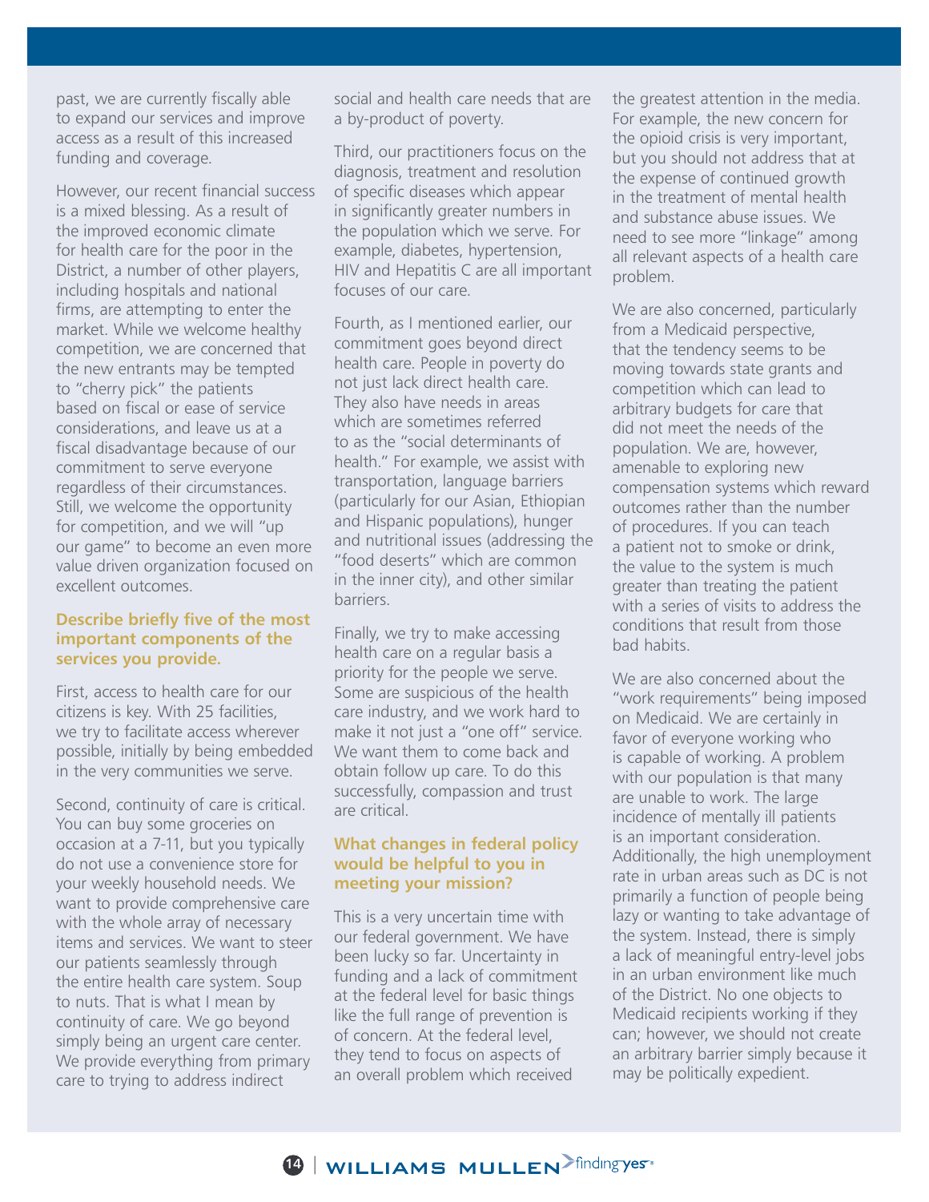past, we are currently fiscally able to expand our services and improve access as a result of this increased funding and coverage.

However, our recent financial success is a mixed blessing. As a result of the improved economic climate for health care for the poor in the District, a number of other players, including hospitals and national firms, are attempting to enter the market. While we welcome healthy competition, we are concerned that the new entrants may be tempted to "cherry pick" the patients based on fiscal or ease of service considerations, and leave us at a fiscal disadvantage because of our commitment to serve everyone regardless of their circumstances. Still, we welcome the opportunity for competition, and we will "up our game" to become an even more value driven organization focused on excellent outcomes.

**Describe briefly five of the most important components of the services you provide.**

First, access to health care for our citizens is key. With 25 facilities, we try to facilitate access wherever possible, initially by being embedded in the very communities we serve.

Second, continuity of care is critical. You can buy some groceries on occasion at a 7-11, but you typically do not use a convenience store for your weekly household needs. We want to provide comprehensive care with the whole array of necessary items and services. We want to steer our patients seamlessly through the entire health care system. Soup to nuts. That is what I mean by continuity of care. We go beyond simply being an urgent care center. We provide everything from primary care to trying to address indirect social and health care needs that are a by-product of poverty.

Third, our practitioners focus on the diagnosis, treatment and resolution of specific diseases which appear in significantly greater numbers in the population which we serve. For example, diabetes, hypertension, HIV and Hepatitis C are all important focuses of our care.

Fourth, as I mentioned earlier, our commitment goes beyond direct health care. People in poverty do not just lack direct health care. They also have needs in areas which are sometimes referred to as the "social determinants of health." For example, we assist with transportation, language barriers (particularly for our Asian, Ethiopian and Hispanic populations), hunger and nutritional issues (addressing the "food deserts" which are common in the inner city), and other similar barriers.

Finally, we try to make accessing health care on a regular basis a priority for the people we serve. Some are suspicious of the health care industry, and we work hard to make it not just a "one off" service. We want them to come back and obtain follow up care. To do this successfully, compassion and trust are critical.

**What changes in federal policy would be helpful to you in meeting your mission?**

This is a very uncertain time with our federal government. We have been lucky so far. Uncertainty in funding and a lack of commitment at the federal level for basic things like the full range of prevention is of concern. At the federal level, they tend to focus on aspects of an overall problem which received the greatest attention in the media. For example, the new concern for the opioid crisis is very important, but you should not address that at the expense of continued growth in the treatment of mental health and substance abuse issues. We need to see more "linkage" among all relevant aspects of a health care problem.

We are also concerned, particularly from a Medicaid perspective, that the tendency seems to be moving towards state grants and competition which can lead to arbitrary budgets for care that did not meet the needs of the population. We are, however, amenable to exploring new compensation systems which reward outcomes rather than the number of procedures. If you can teach a patient not to smoke or drink, the value to the system is much greater than treating the patient with a series of visits to address the conditions that result from those bad habits.

We are also concerned about the "work requirements" being imposed on Medicaid. We are certainly in favor of everyone working who is capable of working. A problem with our population is that many are unable to work. The large incidence of mentally ill patients is an important consideration. Additionally, the high unemployment rate in urban areas such as DC is not primarily a function of people being lazy or wanting to take advantage of the system. Instead, there is simply a lack of meaningful entry-level jobs in an urban environment like much of the District. No one objects to Medicaid recipients working if they can; however, we should not create an arbitrary barrier simply because it may be politically expedient.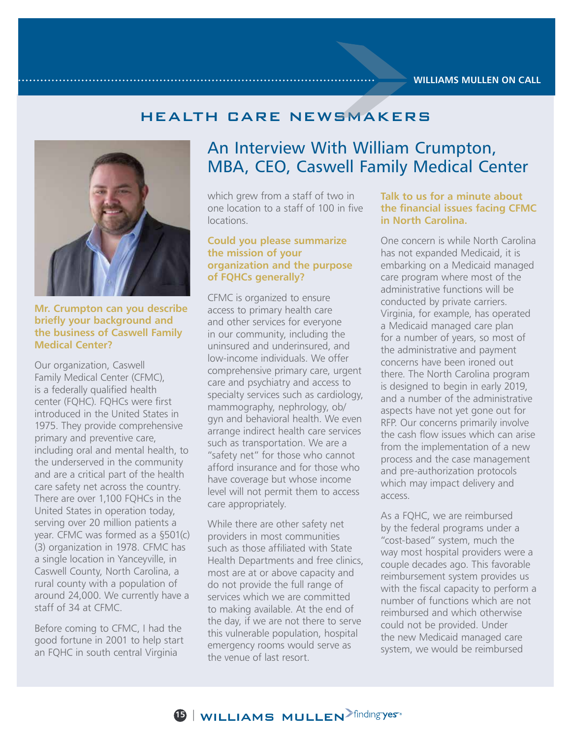## HEALTH CARE NEWSMAKERS

# An Interview With William Crumpton, MBA, CEO, Caswell Family Medical Center

**Mr. Crumpton can you describe briefly your background and the business of Caswell Family Medical Center?**

Our organization, Caswell Family Medical Center (CFMC), is a federally qualified health center (FQHC). FQHCs were first introduced in the United States in 1975. They provide comprehensive primary and preventive care, including oral and mental health, to the underserved in the community and are a critical part of the health care safety net across the country. There are over 1,100 FQHCs in the United States in operation today, serving over 20 million patients a year. CFMC was formed as a §501(c)(3) organization in 1978. CFMC has a single location in Yanceyville, in Caswell County, North Carolina, a rural county with a population of around 24,000. We currently have a staff of 34 at CFMC.

Before coming to CFMC, I had the good fortune in 2001 to help start an FQHC in south central Virginia which grew from a staff of two in one location to a staff of 100 in five locations.

**Could you please summarize the mission of your organization and the purpose of FQHCs generally?**

CFMC is organized to ensure access to primary health care and other services for everyone in our community, including the uninsured and underinsured, and low-income individuals. We offer comprehensive primary care, urgent care and psychiatry and access to specialty services such as cardiology, mammography, nephrology, ob/gyn and behavioral health. We even arrange indirect health care services such as transportation. We are a "safety net" for those who cannot afford insurance and for those who have coverage but whose income level will not permit them to access care appropriately.

While there are other safety net providers in most communities such as those affiliated with State Health Departments and free clinics, most are at or above capacity and do not provide the full range of services which we are committed to making available. At the end of the day, if we are not there to serve this vulnerable population, hospital emergency rooms would serve as the venue of last resort.

**Talk to us for a minute about the financial issues facing CFMC in North Carolina.**

One concern is while North Carolina has not expanded Medicaid, it is embarking on a Medicaid managed care program where most of the administrative functions will be conducted by private carriers. Virginia, for example, has operated a Medicaid managed care plan for a number of years, so most of the administrative and payment concerns have been ironed out there. The North Carolina program is designed to begin in early 2019, and a number of the administrative aspects have not yet gone out for RFP. Our concerns primarily involve the cash flow issues which can arise from the implementation of a new process and the case management and pre-authorization protocols which may impact delivery and access.

As a FQHC, we are reimbursed by the federal programs under a "cost-based" system, much the way most hospital providers were a couple decades ago. This favorable reimbursement system provides us with the fiscal capacity to perform a number of functions which are not reimbursed and which otherwise could not be provided. Under the new Medicaid managed care system, we would be reimbursed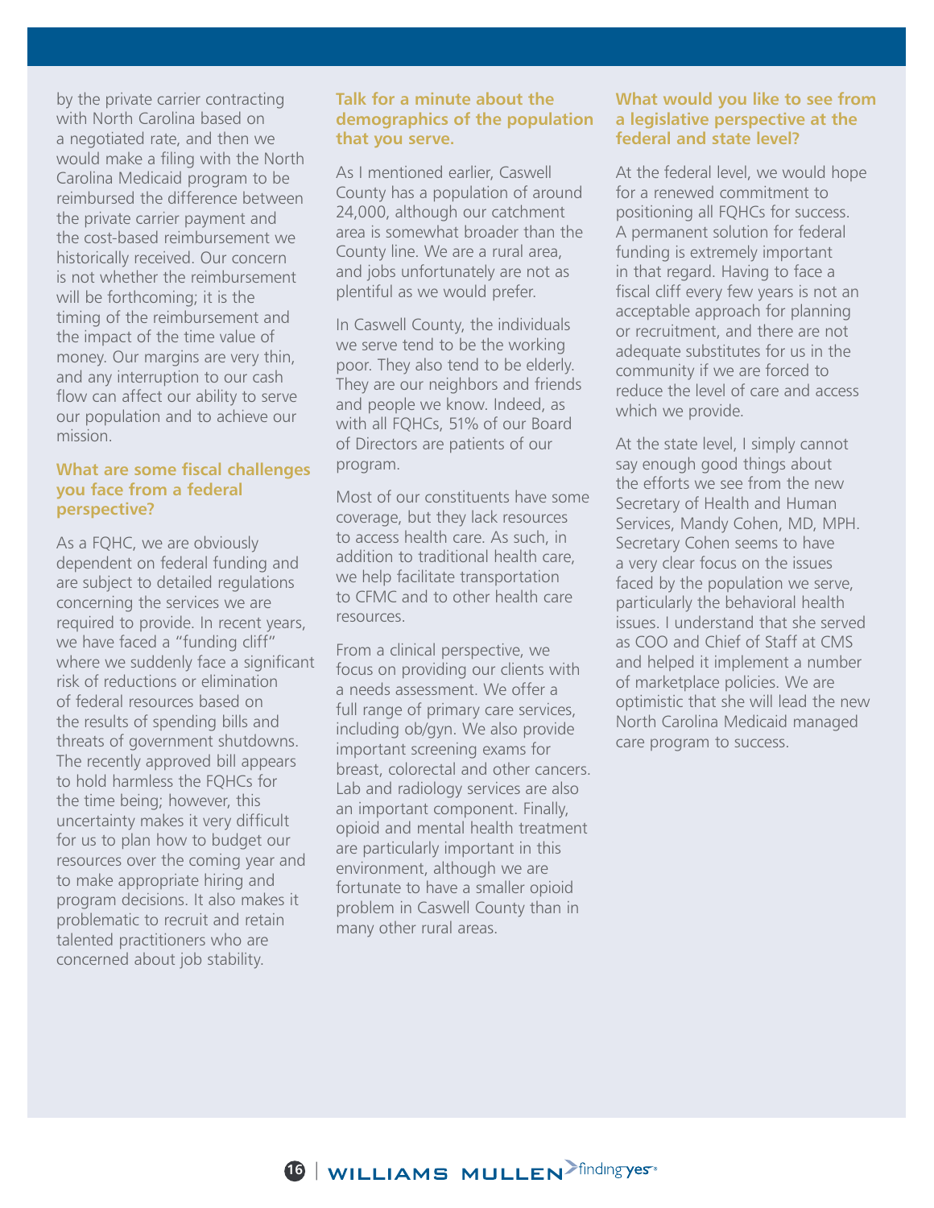by the private carrier contracting with North Carolina based on a negotiated rate, and then we would make a filing with the North Carolina Medicaid program to be reimbursed the difference between the private carrier payment and the cost-based reimbursement we historically received. Our concern is not whether the reimbursement will be forthcoming; it is the timing of the reimbursement and the impact of the time value of money. Our margins are very thin, and any interruption to our cash flow can affect our ability to serve our population and to achieve our mission.

### What are some fiscal challenges you face from a federal perspective?

As a FQHC, we are obviously dependent on federal funding and are subject to detailed regulations concerning the services we are required to provide. In recent years, we have faced a "funding cliff" where we suddenly face a significant risk of reductions or elimination of federal resources based on the results of spending bills and threats of government shutdowns. The recently approved bill appears to hold harmless the FQHCs for the time being; however, this uncertainty makes it very difficult for us to plan how to budget our resources over the coming year and to make appropriate hiring and program decisions. It also makes it problematic to recruit and retain talented practitioners who are concerned about job stability.

### Talk for a minute about the demographics of the population that you serve.

As I mentioned earlier, Caswell County has a population of around 24,000, although our catchment area is somewhat broader than the County line. We are a rural area, and jobs unfortunately are not as plentiful as we would prefer.

In Caswell County, the individuals we serve tend to be the working poor. They also tend to be elderly. They are our neighbors and friends and people we know. Indeed, as with all FQHCs, 51% of our Board of Directors are patients of our program.

Most of our constituents have some coverage, but they lack resources to access health care. As such, in addition to traditional health care, we help facilitate transportation to CFMC and to other health care resources.

From a clinical perspective, we focus on providing our clients with a needs assessment. We offer a full range of primary care services, including ob/gyn. We also provide important screening exams for breast, colorectal and other cancers. Lab and radiology services are also an important component. Finally, opioid and mental health treatment are particularly important in this environment, although we are fortunate to have a smaller opioid problem in Caswell County than in many other rural areas.

### What would you like to see from a legislative perspective at the federal and state level?

At the federal level, we would hope for a renewed commitment to positioning all FQHCs for success. A permanent solution for federal funding is extremely important in that regard. Having to face a fiscal cliff every few years is not an acceptable approach for planning or recruitment, and there are not adequate substitutes for us in the community if we are forced to reduce the level of care and access which we provide.

At the state level, I simply cannot say enough good things about the efforts we see from the new Secretary of Health and Human Services, Mandy Cohen, MD, MPH. Secretary Cohen seems to have a very clear focus on the issues faced by the population we serve, particularly the behavioral health issues. I understand that she served as COO and Chief of Staff at CMS and helped it implement a number of marketplace policies. We are optimistic that she will lead the new North Carolina Medicaid managed care program to success.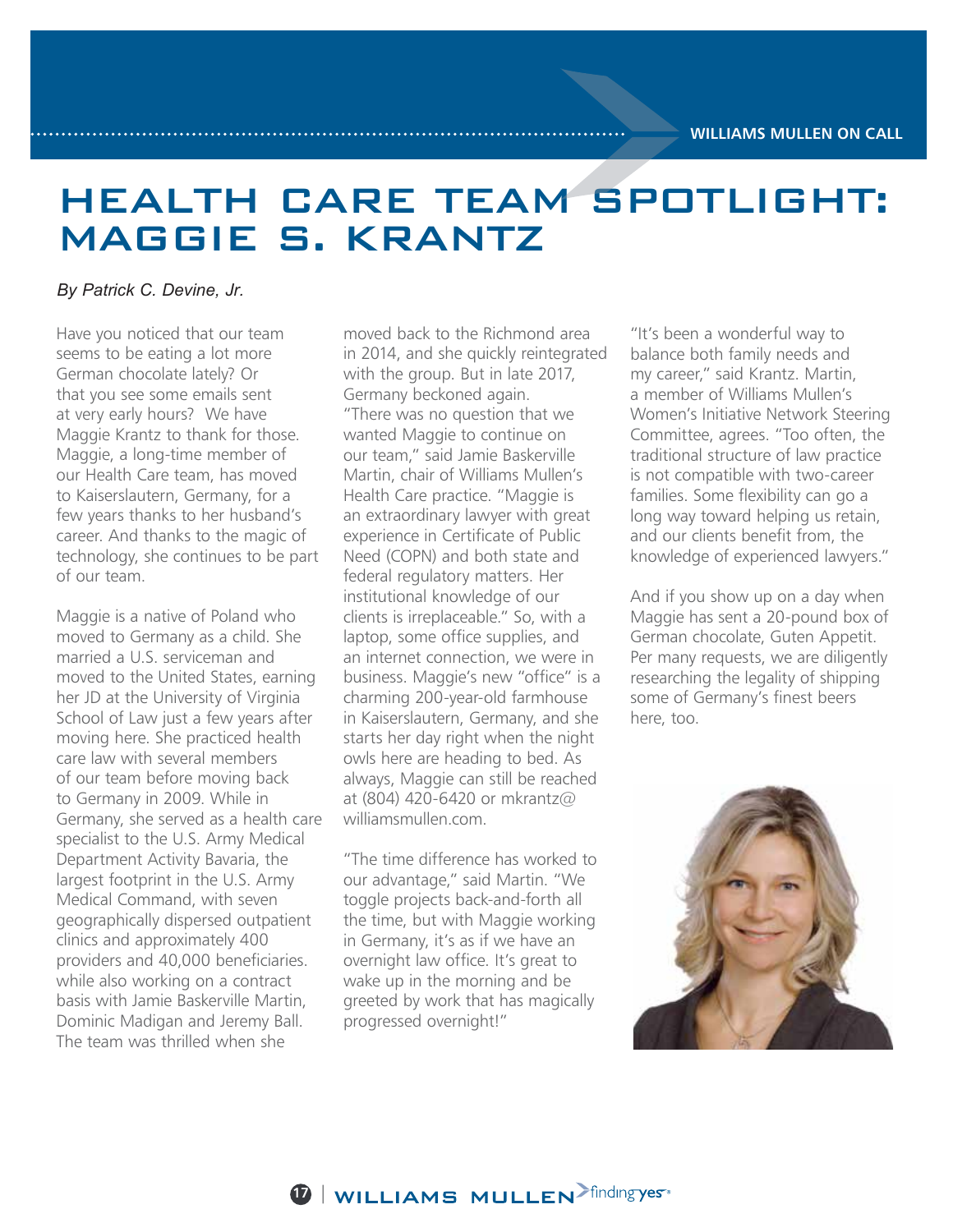# HEALTH CARE TEAM SPOTLIGHT: MAGGIE S. KRANTZ

*By Patrick C. Devine, Jr.*

Have you noticed that our team seems to be eating a lot more German chocolate lately? Or that you see some emails sent at very early hours? We have Maggie Krantz to thank for those. Maggie, a long-time member of our Health Care team, has moved to Kaiserslautern, Germany, for a few years thanks to her husband's career. And thanks to the magic of technology, she continues to be part of our team.

Maggie is a native of Poland who moved to Germany as a child. She married a U.S. serviceman and moved to the United States, earning her JD at the University of Virginia School of Law just a few years after moving here. She practiced health care law with several members of our team before moving back to Germany in 2009. While in Germany, she served as a health care specialist to the U.S. Army Medical Department Activity Bavaria, the largest footprint in the U.S. Army Medical Command, with seven geographically dispersed outpatient clinics and approximately 400 providers and 40,000 beneficiaries. while also working on a contract basis with Jamie Baskerville Martin, Dominic Madigan and Jeremy Ball. The team was thrilled when she moved back to the Richmond area in 2014, and she quickly reintegrated with the group. But in late 2017, Germany beckoned again. "There was no question that we wanted Maggie to continue on our team," said Jamie Baskerville Martin, chair of Williams Mullen's Health Care practice. "Maggie is an extraordinary lawyer with great experience in Certificate of Public Need (COPN) and both state and federal regulatory matters. Her institutional knowledge of our clients is irreplaceable." So, with a laptop, some office supplies, and an internet connection, we were in business. Maggie's new "office" is a charming 200-year-old farmhouse in Kaiserslautern, Germany, and she starts her day right when the night owls here are heading to bed. As always, Maggie can still be reached at (804) 420-6420 or mkrantz@williamsmullen.com.

"The time difference has worked to our advantage," said Martin. "We toggle projects back-and-forth all the time, but with Maggie working in Germany, it's as if we have an overnight law office. It's great to wake up in the morning and be greeted by work that has magically progressed overnight!"

"It's been a wonderful way to balance both family needs and my career," said Krantz. Martin, a member of Williams Mullen's Women's Initiative Network Steering Committee, agrees. "Too often, the traditional structure of law practice is not compatible with two-career families. Some flexibility can go a long way toward helping us retain, and our clients benefit from, the knowledge of experienced lawyers."

And if you show up on a day when Maggie has sent a 20-pound box of German chocolate, Guten Appetit. Per many requests, we are diligently researching the legality of shipping some of Germany's finest beers here, too.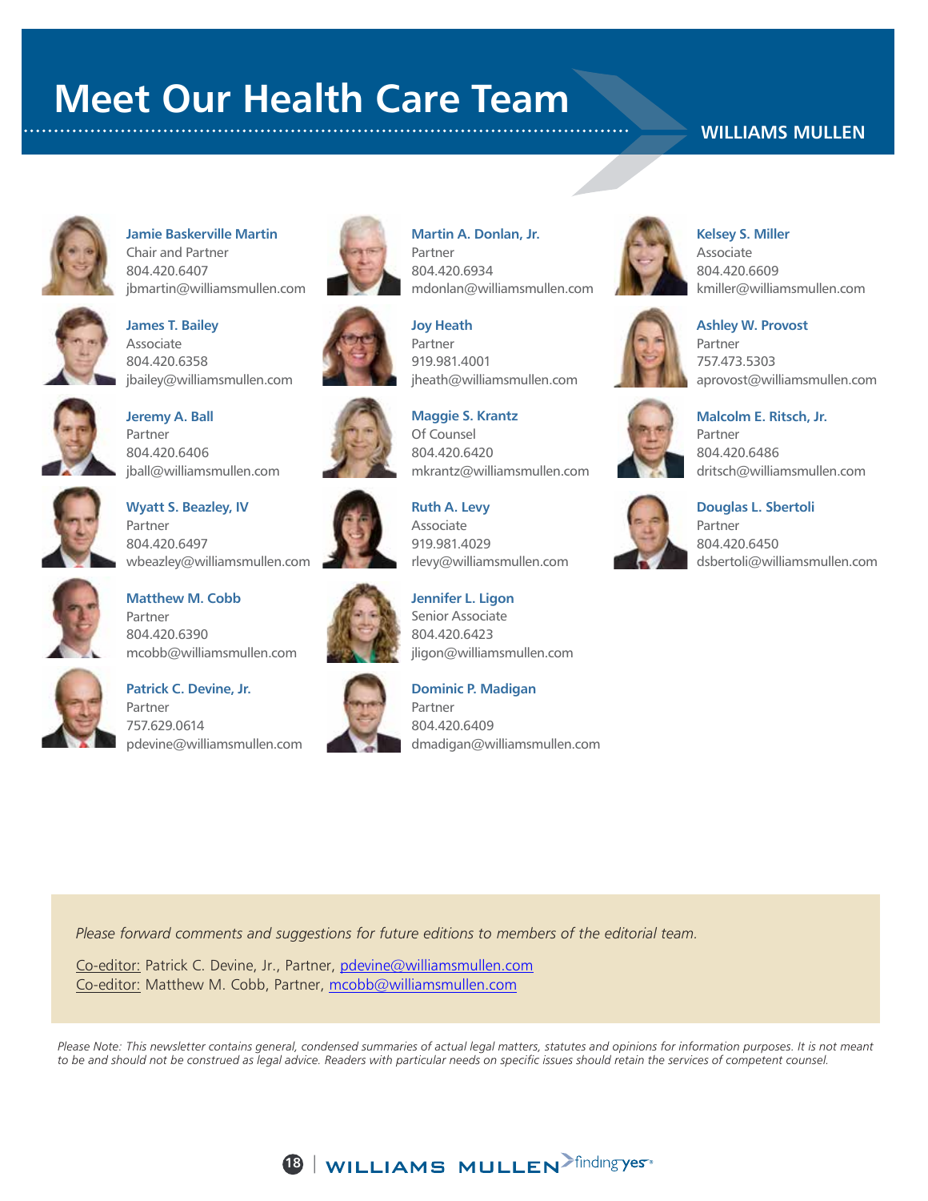# Meet Our Health Care Team

**WILLIAMS MULLEN**

**Jamie Baskerville Martin**
Chair and Partner
804.420.6407
jbmartin@williamsmullen.com

**James T. Bailey**
Associate
804.420.6358
jbailey@williamsmullen.com

**Jeremy A. Ball**
Partner
804.420.6406
jball@williamsmullen.com

**Wyatt S. Beazley, IV**
Partner
804.420.6497
wbeazley@williamsmullen.com

**Matthew M. Cobb**
Partner
804.420.6390
mcobb@williamsmullen.com

**Patrick C. Devine, Jr.**
Partner
757.629.0614
pdevine@williamsmullen.com

**Martin A. Donlan, Jr.**
Partner
804.420.6934
mdonlan@williamsmullen.com

**Joy Heath**
Partner
919.981.4001
jheath@williamsmullen.com

**Maggie S. Krantz**
Of Counsel
804.420.6420
mkrantz@williamsmullen.com

**Ruth A. Levy**
Associate
919.981.4029
rlevy@williamsmullen.com

**Jennifer L. Ligon**
Senior Associate
804.420.6423
jligon@williamsmullen.com

**Dominic P. Madigan**
Partner
804.420.6409
dmadigan@williamsmullen.com

**Kelsey S. Miller**
Associate
804.420.6609
kmiller@williamsmullen.com

**Ashley W. Provost**
Partner
757.473.5303
aprovost@williamsmullen.com

**Malcolm E. Ritsch, Jr.**
Partner
804.420.6486
dritsch@williamsmullen.com

**Douglas L. Sbertoli**
Partner
804.420.6450
dsbertoli@williamsmullen.com

*Please forward comments and suggestions for future editions to members of the editorial team.*

Co-editor: Patrick C. Devine, Jr., Partner, pdevine@williamsmullen.com
Co-editor: Matthew M. Cobb, Partner, mcobb@williamsmullen.com

*Please Note: This newsletter contains general, condensed summaries of actual legal matters, statutes and opinions for information purposes. It is not meant to be and should not be construed as legal advice. Readers with particular needs on specific issues should retain the services of competent counsel.*